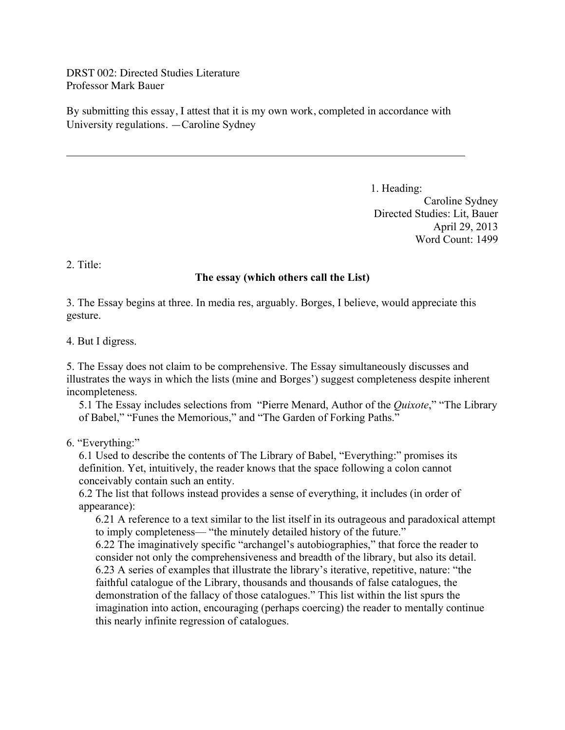DRST 002: Directed Studies Literature
Professor Mark Bauer

By submitting this essay, I attest that it is my own work, completed in accordance with University regulations. —Caroline Sydney

---

1. Heading:

Caroline Sydney
Directed Studies: Lit, Bauer
April 29, 2013
Word Count: 1499

2. Title:

**The essay (which others call the List)**

3. The Essay begins at three. In media res, arguably. Borges, I believe, would appreciate this gesture.

4. But I digress.

5. The Essay does not claim to be comprehensive. The Essay simultaneously discusses and illustrates the ways in which the lists (mine and Borges') suggest completeness despite inherent incompleteness.

 5.1 The Essay includes selections from "Pierre Menard, Author of the *Quixote*," "The Library of Babel," "Funes the Memorious," and "The Garden of Forking Paths."

6. "Everything:"

 6.1 Used to describe the contents of The Library of Babel, "Everything:" promises its definition. Yet, intuitively, the reader knows that the space following a colon cannot conceivably contain such an entity.

 6.2 The list that follows instead provides a sense of everything, it includes (in order of appearance):

  6.21 A reference to a text similar to the list itself in its outrageous and paradoxical attempt to imply completeness— "the minutely detailed history of the future."

  6.22 The imaginatively specific "archangel's autobiographies," that force the reader to consider not only the comprehensiveness and breadth of the library, but also its detail.

  6.23 A series of examples that illustrate the library's iterative, repetitive, nature: "the faithful catalogue of the Library, thousands and thousands of false catalogues, the demonstration of the fallacy of those catalogues." This list within the list spurs the imagination into action, encouraging (perhaps coercing) the reader to mentally continue this nearly infinite regression of catalogues.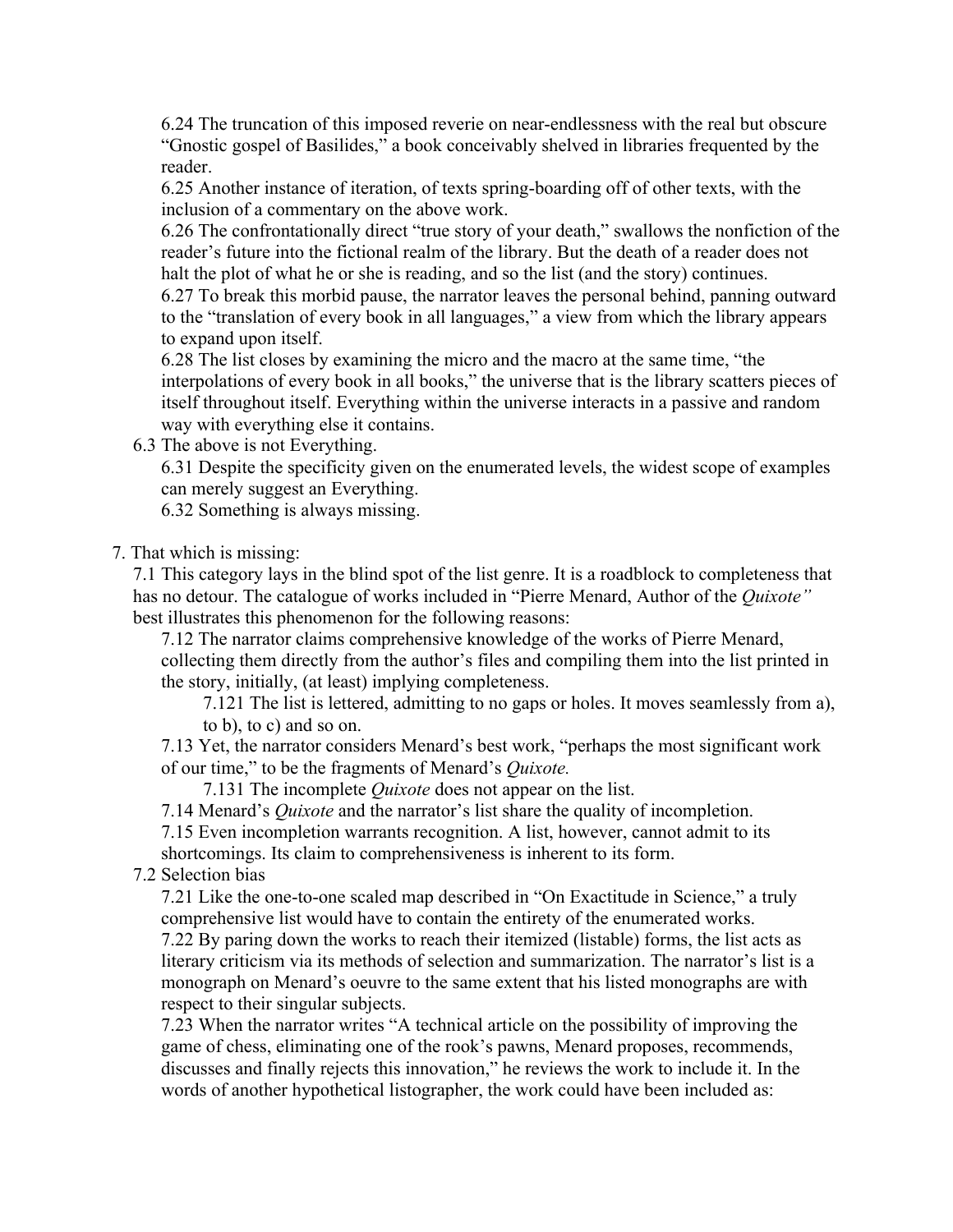6.24 The truncation of this imposed reverie on near-endlessness with the real but obscure "Gnostic gospel of Basilides," a book conceivably shelved in libraries frequented by the reader.

6.25 Another instance of iteration, of texts spring-boarding off of other texts, with the inclusion of a commentary on the above work.

6.26 The confrontationally direct "true story of your death," swallows the nonfiction of the reader's future into the fictional realm of the library. But the death of a reader does not halt the plot of what he or she is reading, and so the list (and the story) continues.

6.27 To break this morbid pause, the narrator leaves the personal behind, panning outward to the "translation of every book in all languages," a view from which the library appears to expand upon itself.

6.28 The list closes by examining the micro and the macro at the same time, "the interpolations of every book in all books," the universe that is the library scatters pieces of itself throughout itself. Everything within the universe interacts in a passive and random way with everything else it contains.

6.3 The above is not Everything.

6.31 Despite the specificity given on the enumerated levels, the widest scope of examples can merely suggest an Everything.

6.32 Something is always missing.

7. That which is missing:

7.1 This category lays in the blind spot of the list genre. It is a roadblock to completeness that has no detour. The catalogue of works included in "Pierre Menard, Author of the *Quixote"* best illustrates this phenomenon for the following reasons:

7.12 The narrator claims comprehensive knowledge of the works of Pierre Menard, collecting them directly from the author's files and compiling them into the list printed in the story, initially, (at least) implying completeness.

7.121 The list is lettered, admitting to no gaps or holes. It moves seamlessly from a), to b), to c) and so on.

7.13 Yet, the narrator considers Menard's best work, "perhaps the most significant work of our time," to be the fragments of Menard's *Quixote.*

7.131 The incomplete *Quixote* does not appear on the list.

7.14 Menard's *Quixote* and the narrator's list share the quality of incompletion.

7.15 Even incompletion warrants recognition. A list, however, cannot admit to its shortcomings. Its claim to comprehensiveness is inherent to its form.

7.2 Selection bias

7.21 Like the one-to-one scaled map described in "On Exactitude in Science," a truly comprehensive list would have to contain the entirety of the enumerated works.

7.22 By paring down the works to reach their itemized (listable) forms, the list acts as literary criticism via its methods of selection and summarization. The narrator's list is a monograph on Menard's oeuvre to the same extent that his listed monographs are with respect to their singular subjects.

7.23 When the narrator writes "A technical article on the possibility of improving the game of chess, eliminating one of the rook's pawns, Menard proposes, recommends, discusses and finally rejects this innovation," he reviews the work to include it. In the words of another hypothetical listographer, the work could have been included as: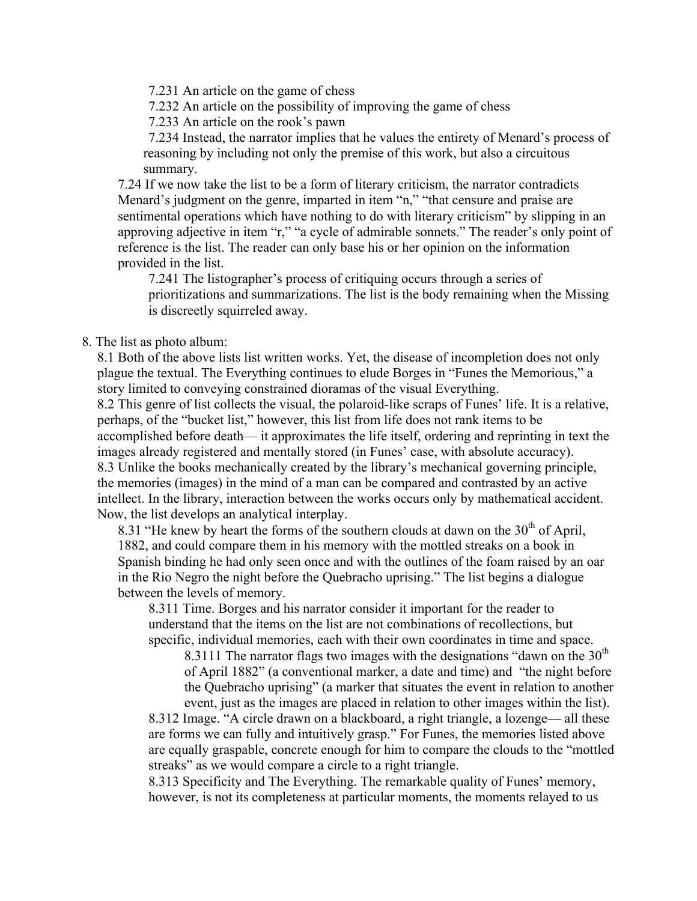7.231 An article on the game of chess

7.232 An article on the possibility of improving the game of chess

7.233 An article on the rook's pawn

7.234 Instead, the narrator implies that he values the entirety of Menard's process of reasoning by including not only the premise of this work, but also a circuitous summary.

7.24 If we now take the list to be a form of literary criticism, the narrator contradicts Menard's judgment on the genre, imparted in item "n," "that censure and praise are sentimental operations which have nothing to do with literary criticism" by slipping in an approving adjective in item "r," "a cycle of admirable sonnets." The reader's only point of reference is the list. The reader can only base his or her opinion on the information provided in the list.

7.241 The listographer's process of critiquing occurs through a series of prioritizations and summarizations. The list is the body remaining when the Missing is discreetly squirreled away.

8. The list as photo album:

8.1 Both of the above lists list written works. Yet, the disease of incompletion does not only plague the textual. The Everything continues to elude Borges in "Funes the Memorious," a story limited to conveying constrained dioramas of the visual Everything.

8.2 This genre of list collects the visual, the polaroid-like scraps of Funes' life. It is a relative, perhaps, of the "bucket list," however, this list from life does not rank items to be accomplished before death— it approximates the life itself, ordering and reprinting in text the images already registered and mentally stored (in Funes' case, with absolute accuracy).

8.3 Unlike the books mechanically created by the library's mechanical governing principle, the memories (images) in the mind of a man can be compared and contrasted by an active intellect. In the library, interaction between the works occurs only by mathematical accident. Now, the list develops an analytical interplay.

8.31 "He knew by heart the forms of the southern clouds at dawn on the 30th of April, 1882, and could compare them in his memory with the mottled streaks on a book in Spanish binding he had only seen once and with the outlines of the foam raised by an oar in the Rio Negro the night before the Quebracho uprising." The list begins a dialogue between the levels of memory.

8.311 Time. Borges and his narrator consider it important for the reader to understand that the items on the list are not combinations of recollections, but specific, individual memories, each with their own coordinates in time and space.

8.3111 The narrator flags two images with the designations "dawn on the 30th of April 1882" (a conventional marker, a date and time) and "the night before the Quebracho uprising" (a marker that situates the event in relation to another event, just as the images are placed in relation to other images within the list).

8.312 Image. "A circle drawn on a blackboard, a right triangle, a lozenge— all these are forms we can fully and intuitively grasp." For Funes, the memories listed above are equally graspable, concrete enough for him to compare the clouds to the "mottled streaks" as we would compare a circle to a right triangle.

8.313 Specificity and The Everything. The remarkable quality of Funes' memory, however, is not its completeness at particular moments, the moments relayed to us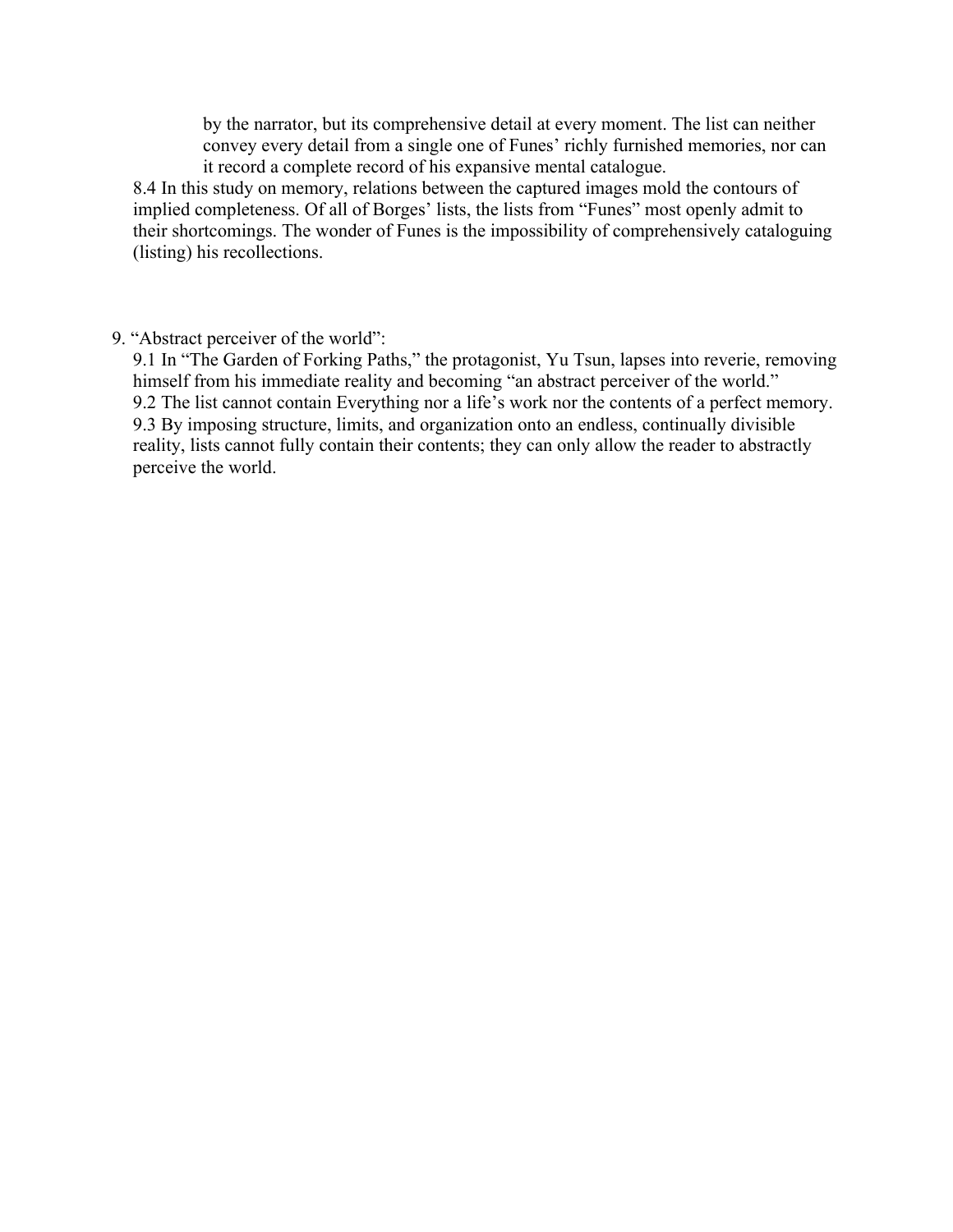by the narrator, but its comprehensive detail at every moment. The list can neither convey every detail from a single one of Funes' richly furnished memories, nor can it record a complete record of his expansive mental catalogue.

8.4 In this study on memory, relations between the captured images mold the contours of implied completeness. Of all of Borges' lists, the lists from "Funes" most openly admit to their shortcomings. The wonder of Funes is the impossibility of comprehensively cataloguing (listing) his recollections.

9. "Abstract perceiver of the world":

9.1 In "The Garden of Forking Paths," the protagonist, Yu Tsun, lapses into reverie, removing himself from his immediate reality and becoming "an abstract perceiver of the world."

9.2 The list cannot contain Everything nor a life's work nor the contents of a perfect memory.

9.3 By imposing structure, limits, and organization onto an endless, continually divisible reality, lists cannot fully contain their contents; they can only allow the reader to abstractly perceive the world.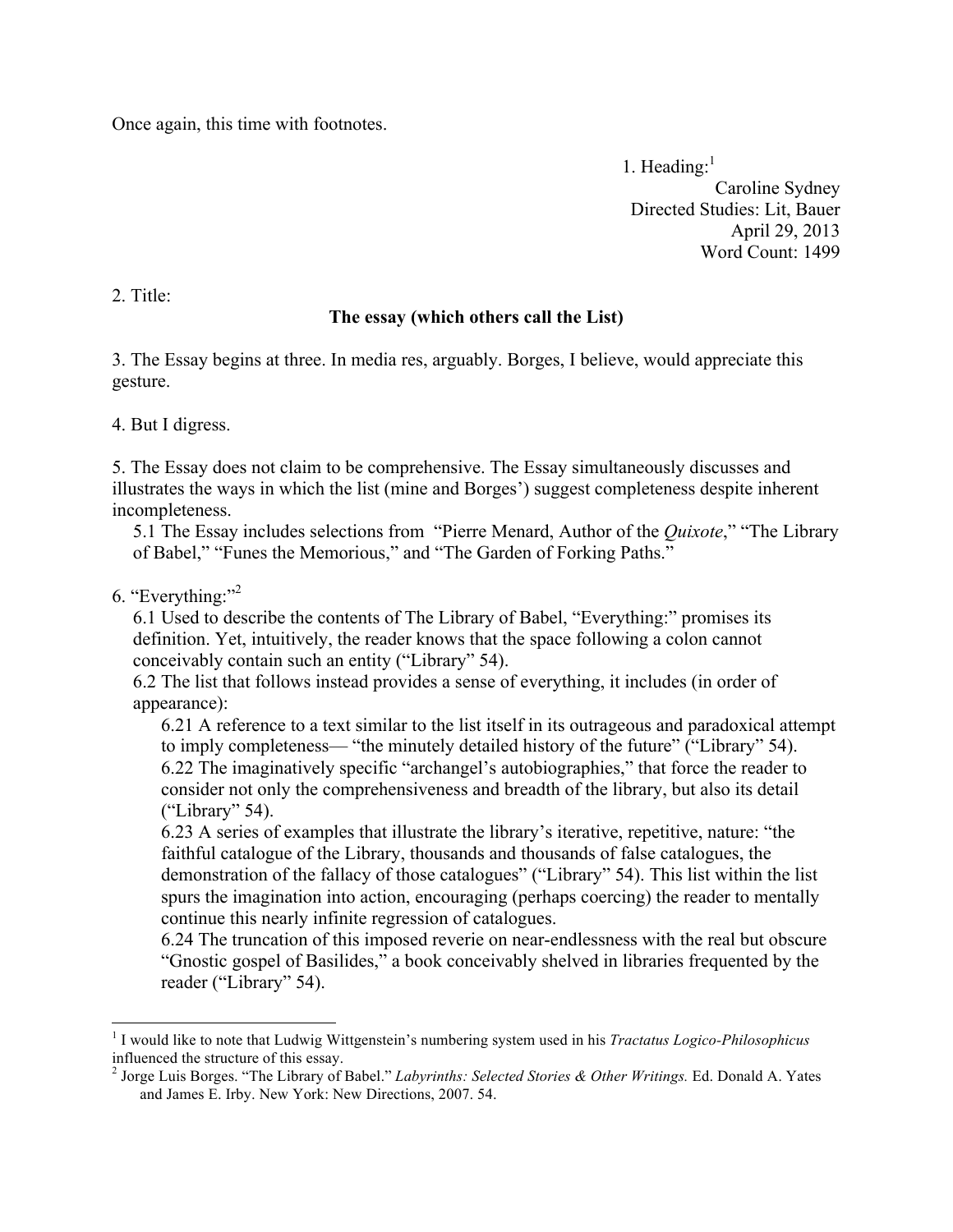Once again, this time with footnotes.

1. Heading:[1]
Caroline Sydney
Directed Studies: Lit, Bauer
April 29, 2013
Word Count: 1499

2. Title:

**The essay (which others call the List)**

3. The Essay begins at three. In media res, arguably. Borges, I believe, would appreciate this gesture.

4. But I digress.

5. The Essay does not claim to be comprehensive. The Essay simultaneously discusses and illustrates the ways in which the list (mine and Borges') suggest completeness despite inherent incompleteness.

5.1 The Essay includes selections from "Pierre Menard, Author of the *Quixote*," "The Library of Babel," "Funes the Memorious," and "The Garden of Forking Paths."

6. "Everything:"[2]

6.1 Used to describe the contents of The Library of Babel, "Everything:" promises its definition. Yet, intuitively, the reader knows that the space following a colon cannot conceivably contain such an entity ("Library" 54).

6.2 The list that follows instead provides a sense of everything, it includes (in order of appearance):

6.21 A reference to a text similar to the list itself in its outrageous and paradoxical attempt to imply completeness— "the minutely detailed history of the future" ("Library" 54).

6.22 The imaginatively specific "archangel's autobiographies," that force the reader to consider not only the comprehensiveness and breadth of the library, but also its detail ("Library" 54).

6.23 A series of examples that illustrate the library's iterative, repetitive, nature: "the faithful catalogue of the Library, thousands and thousands of false catalogues, the demonstration of the fallacy of those catalogues" ("Library" 54). This list within the list spurs the imagination into action, encouraging (perhaps coercing) the reader to mentally continue this nearly infinite regression of catalogues.

6.24 The truncation of this imposed reverie on near-endlessness with the real but obscure "Gnostic gospel of Basilides," a book conceivably shelved in libraries frequented by the reader ("Library" 54).

---

[1] I would like to note that Ludwig Wittgenstein's numbering system used in his *Tractatus Logico-Philosophicus* influenced the structure of this essay.

[2] Jorge Luis Borges. "The Library of Babel." *Labyrinths: Selected Stories & Other Writings.* Ed. Donald A. Yates and James E. Irby. New York: New Directions, 2007. 54.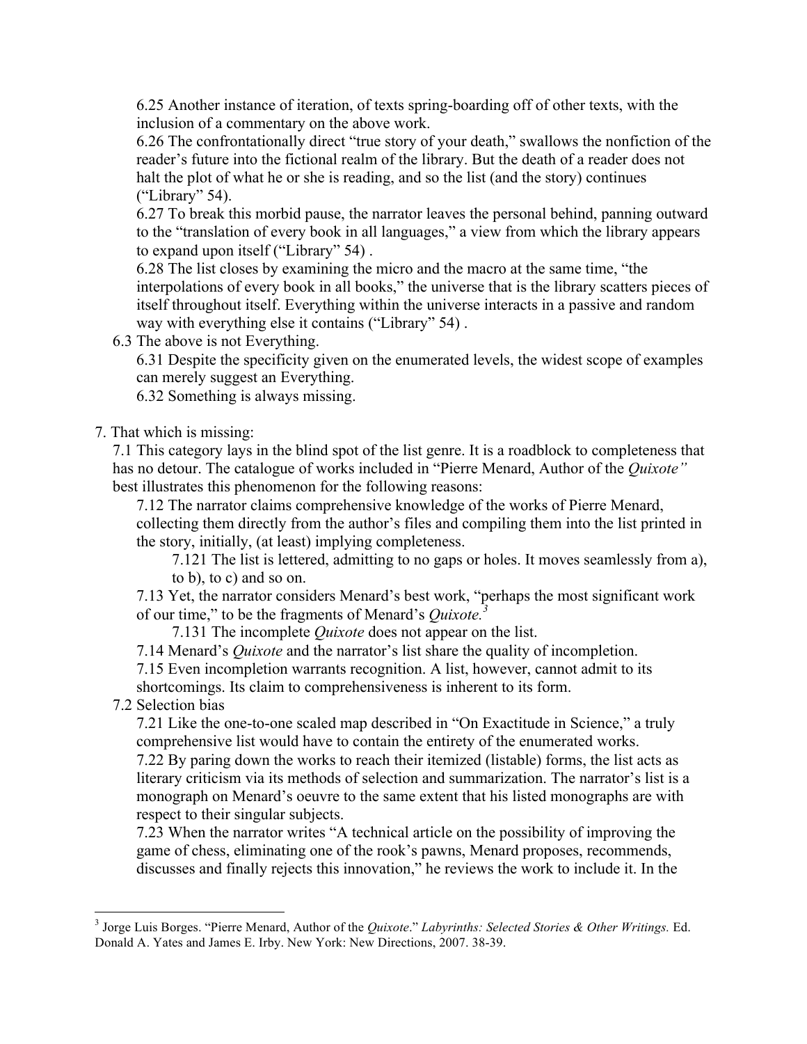6.25 Another instance of iteration, of texts spring-boarding off of other texts, with the inclusion of a commentary on the above work.

6.26 The confrontationally direct "true story of your death," swallows the nonfiction of the reader's future into the fictional realm of the library. But the death of a reader does not halt the plot of what he or she is reading, and so the list (and the story) continues ("Library" 54).

6.27 To break this morbid pause, the narrator leaves the personal behind, panning outward to the "translation of every book in all languages," a view from which the library appears to expand upon itself ("Library" 54) .

6.28 The list closes by examining the micro and the macro at the same time, "the interpolations of every book in all books," the universe that is the library scatters pieces of itself throughout itself. Everything within the universe interacts in a passive and random way with everything else it contains ("Library" 54) .

6.3 The above is not Everything.

6.31 Despite the specificity given on the enumerated levels, the widest scope of examples can merely suggest an Everything.

6.32 Something is always missing.

7. That which is missing:

7.1 This category lays in the blind spot of the list genre. It is a roadblock to completeness that has no detour. The catalogue of works included in "Pierre Menard, Author of the *Quixote"* best illustrates this phenomenon for the following reasons:

7.12 The narrator claims comprehensive knowledge of the works of Pierre Menard, collecting them directly from the author's files and compiling them into the list printed in the story, initially, (at least) implying completeness.

7.121 The list is lettered, admitting to no gaps or holes. It moves seamlessly from a), to b), to c) and so on.

7.13 Yet, the narrator considers Menard's best work, "perhaps the most significant work of our time," to be the fragments of Menard's *Quixote.*[3]

7.131 The incomplete *Quixote* does not appear on the list.

7.14 Menard's *Quixote* and the narrator's list share the quality of incompletion.

7.15 Even incompletion warrants recognition. A list, however, cannot admit to its shortcomings. Its claim to comprehensiveness is inherent to its form.

7.2 Selection bias

7.21 Like the one-to-one scaled map described in "On Exactitude in Science," a truly comprehensive list would have to contain the entirety of the enumerated works.

7.22 By paring down the works to reach their itemized (listable) forms, the list acts as literary criticism via its methods of selection and summarization. The narrator's list is a monograph on Menard's oeuvre to the same extent that his listed monographs are with respect to their singular subjects.

7.23 When the narrator writes "A technical article on the possibility of improving the game of chess, eliminating one of the rook's pawns, Menard proposes, recommends, discusses and finally rejects this innovation," he reviews the work to include it. In the

---

[3] Jorge Luis Borges. "Pierre Menard, Author of the *Quixote*." *Labyrinths: Selected Stories & Other Writings.* Ed. Donald A. Yates and James E. Irby. New York: New Directions, 2007. 38-39.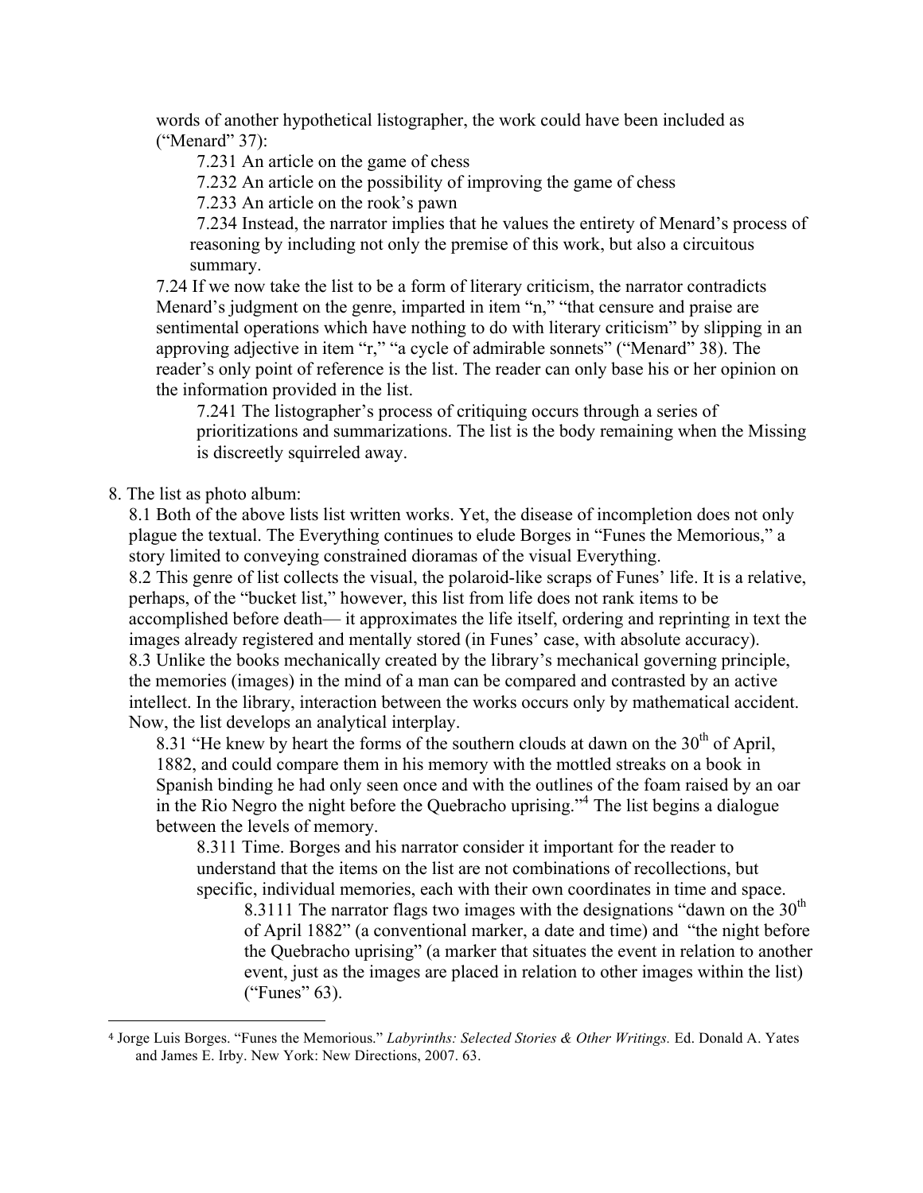words of another hypothetical listographer, the work could have been included as ("Menard" 37):

7.231 An article on the game of chess

7.232 An article on the possibility of improving the game of chess

7.233 An article on the rook's pawn

7.234 Instead, the narrator implies that he values the entirety of Menard's process of reasoning by including not only the premise of this work, but also a circuitous summary.

7.24 If we now take the list to be a form of literary criticism, the narrator contradicts Menard's judgment on the genre, imparted in item "n," "that censure and praise are sentimental operations which have nothing to do with literary criticism" by slipping in an approving adjective in item "r," "a cycle of admirable sonnets" ("Menard" 38). The reader's only point of reference is the list. The reader can only base his or her opinion on the information provided in the list.

7.241 The listographer's process of critiquing occurs through a series of prioritizations and summarizations. The list is the body remaining when the Missing is discreetly squirreled away.

8. The list as photo album:

8.1 Both of the above lists list written works. Yet, the disease of incompletion does not only plague the textual. The Everything continues to elude Borges in "Funes the Memorious," a story limited to conveying constrained dioramas of the visual Everything.

8.2 This genre of list collects the visual, the polaroid-like scraps of Funes' life. It is a relative, perhaps, of the "bucket list," however, this list from life does not rank items to be accomplished before death— it approximates the life itself, ordering and reprinting in text the images already registered and mentally stored (in Funes' case, with absolute accuracy).

8.3 Unlike the books mechanically created by the library's mechanical governing principle, the memories (images) in the mind of a man can be compared and contrasted by an active intellect. In the library, interaction between the works occurs only by mathematical accident. Now, the list develops an analytical interplay.

8.31 "He knew by heart the forms of the southern clouds at dawn on the 30th of April, 1882, and could compare them in his memory with the mottled streaks on a book in Spanish binding he had only seen once and with the outlines of the foam raised by an oar in the Rio Negro the night before the Quebracho uprising."[4] The list begins a dialogue between the levels of memory.

8.311 Time. Borges and his narrator consider it important for the reader to understand that the items on the list are not combinations of recollections, but specific, individual memories, each with their own coordinates in time and space.

8.3111 The narrator flags two images with the designations "dawn on the 30th of April 1882" (a conventional marker, a date and time) and "the night before the Quebracho uprising" (a marker that situates the event in relation to another event, just as the images are placed in relation to other images within the list) ("Funes" 63).

---

[4] Jorge Luis Borges. "Funes the Memorious." *Labyrinths: Selected Stories & Other Writings.* Ed. Donald A. Yates and James E. Irby. New York: New Directions, 2007. 63.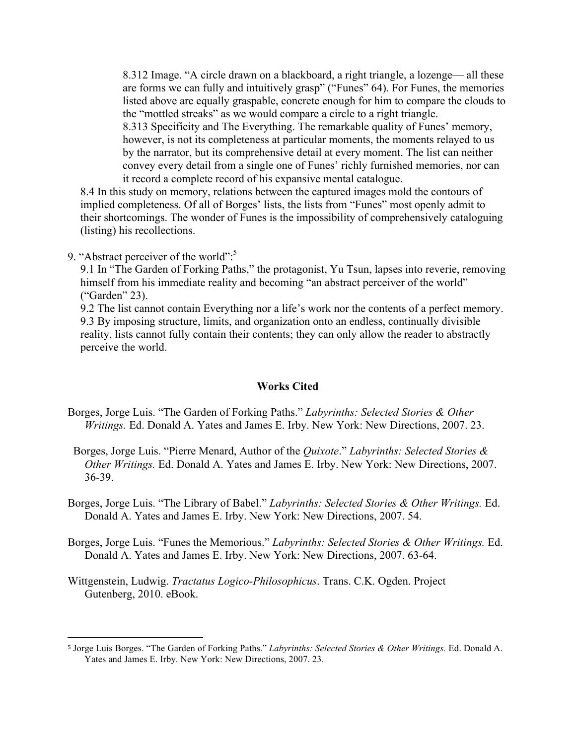8.312 Image. “A circle drawn on a blackboard, a right triangle, a lozenge— all these are forms we can fully and intuitively grasp” (“Funes” 64). For Funes, the memories listed above are equally graspable, concrete enough for him to compare the clouds to the “mottled streaks” as we would compare a circle to a right triangle.

8.313 Specificity and The Everything. The remarkable quality of Funes’ memory, however, is not its completeness at particular moments, the moments relayed to us by the narrator, but its comprehensive detail at every moment. The list can neither convey every detail from a single one of Funes’ richly furnished memories, nor can it record a complete record of his expansive mental catalogue.

8.4 In this study on memory, relations between the captured images mold the contours of implied completeness. Of all of Borges’ lists, the lists from “Funes” most openly admit to their shortcomings. The wonder of Funes is the impossibility of comprehensively cataloguing (listing) his recollections.

9. “Abstract perceiver of the world”:[5]

9.1 In “The Garden of Forking Paths,” the protagonist, Yu Tsun, lapses into reverie, removing himself from his immediate reality and becoming “an abstract perceiver of the world” (“Garden” 23).

9.2 The list cannot contain Everything nor a life’s work nor the contents of a perfect memory.

9.3 By imposing structure, limits, and organization onto an endless, continually divisible reality, lists cannot fully contain their contents; they can only allow the reader to abstractly perceive the world.

## Works Cited

Borges, Jorge Luis. “The Garden of Forking Paths.” *Labyrinths: Selected Stories & Other Writings.* Ed. Donald A. Yates and James E. Irby. New York: New Directions, 2007. 23.

Borges, Jorge Luis. “Pierre Menard, Author of the *Quixote*.” *Labyrinths: Selected Stories & Other Writings.* Ed. Donald A. Yates and James E. Irby. New York: New Directions, 2007. 36-39.

Borges, Jorge Luis. “The Library of Babel.” *Labyrinths: Selected Stories & Other Writings.* Ed. Donald A. Yates and James E. Irby. New York: New Directions, 2007. 54.

Borges, Jorge Luis. “Funes the Memorious.” *Labyrinths: Selected Stories & Other Writings.* Ed. Donald A. Yates and James E. Irby. New York: New Directions, 2007. 63-64.

Wittgenstein, Ludwig. *Tractatus Logico-Philosophicus*. Trans. C.K. Ogden. Project Gutenberg, 2010. eBook.

---

[5] Jorge Luis Borges. “The Garden of Forking Paths.” *Labyrinths: Selected Stories & Other Writings.* Ed. Donald A. Yates and James E. Irby. New York: New Directions, 2007. 23.